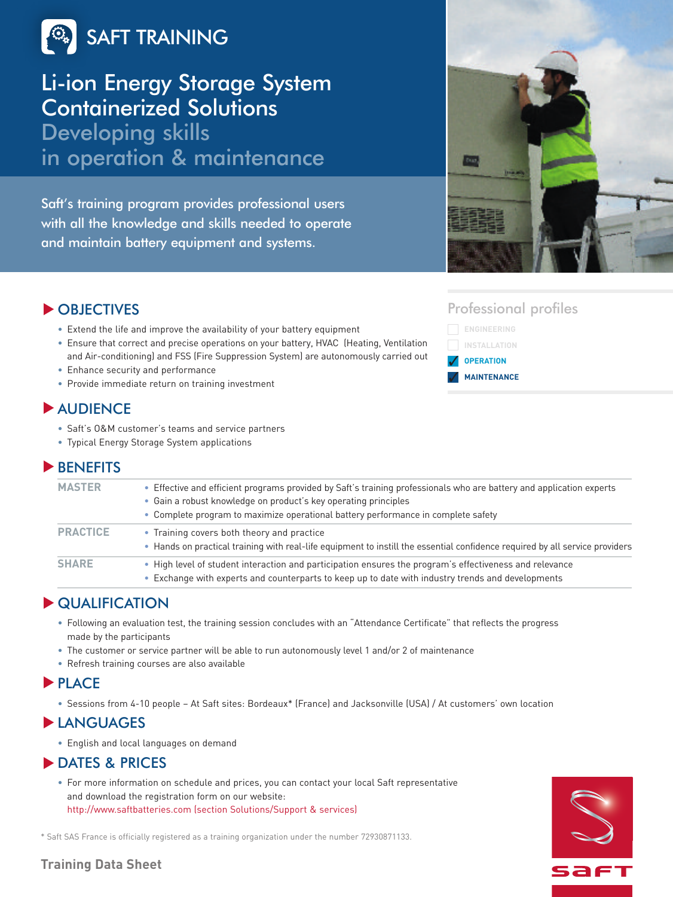# SAFT TRAINING

# Li-ion Energy Storage System Containerized Solutions

## Developing skills in operation & maintenance

Saft's training program provides professional users with all the knowledge and skills needed to operate and maintain battery equipment and systems.

### Professional profiles

- [ ] ENGINEERING
- [ ] INSTALLATION
- [x] OPERATION
- [x] MAINTENANCE

## OBJECTIVES

- Extend the life and improve the availability of your battery equipment
- Ensure that correct and precise operations on your battery, HVAC (Heating, Ventilation and Air-conditioning) and FSS (Fire Suppression System) are autonomously carried out
- Enhance security and performance
- Provide immediate return on training investment

## AUDIENCE

- Saft's O&M customer's teams and service partners
- Typical Energy Storage System applications

## BENEFITS

| | |
|---|---|
| MASTER | • Effective and efficient programs provided by Saft's training professionals who are battery and application experts<br>• Gain a robust knowledge on product's key operating principles<br>• Complete program to maximize operational battery performance in complete safety |
| PRACTICE | • Training covers both theory and practice<br>• Hands on practical training with real-life equipment to instill the essential confidence required by all service providers |
| SHARE | • High level of student interaction and participation ensures the program's effectiveness and relevance<br>• Exchange with experts and counterparts to keep up to date with industry trends and developments |

## QUALIFICATION

- Following an evaluation test, the training session concludes with an "Attendance Certificate" that reflects the progress made by the participants
- The customer or service partner will be able to run autonomously level 1 and/or 2 of maintenance
- Refresh training courses are also available

## PLACE

- Sessions from 4-10 people – At Saft sites: Bordeaux* (France) and Jacksonville (USA) / At customers' own location

## LANGUAGES

- English and local languages on demand

## DATES & PRICES

- For more information on schedule and prices, you can contact your local Saft representative and download the registration form on our website: http://www.saftbatteries.com (section Solutions/Support & services)

* Saft SAS France is officially registered as a training organization under the number 72930871133.

**Training Data Sheet**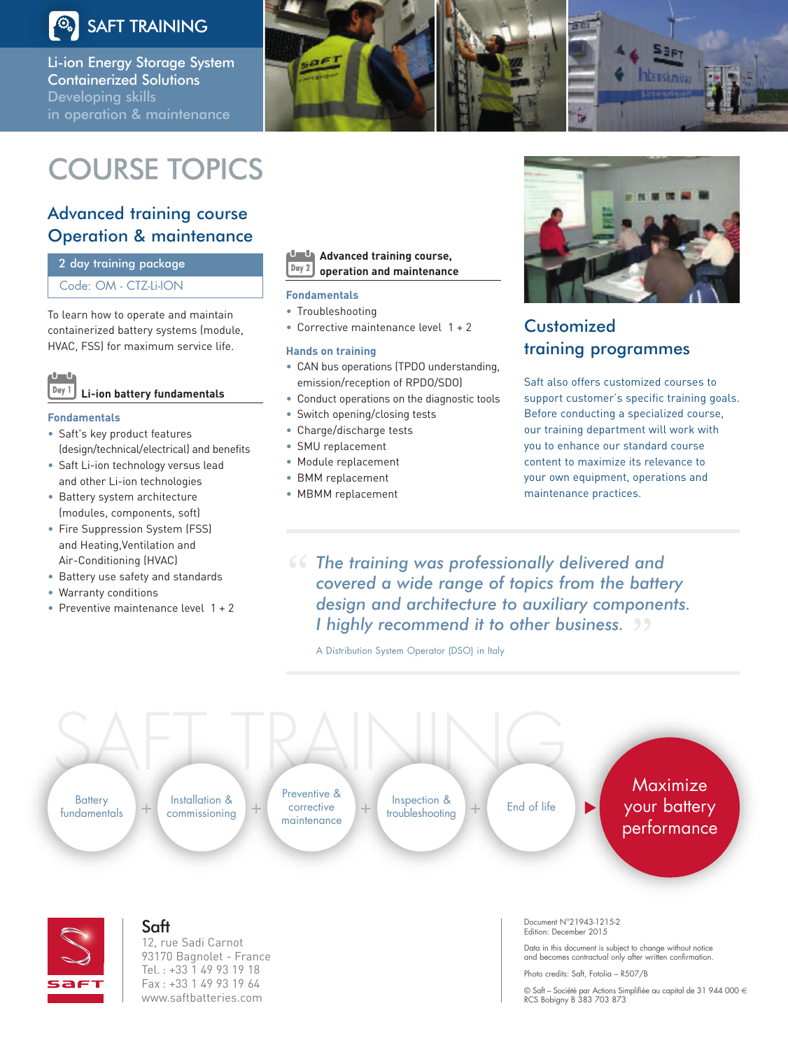# SAFT TRAINING

Li-ion Energy Storage System Containerized Solutions
Developing skills in operation & maintenance

# COURSE TOPICS

## Advanced training course Operation & maintenance

2 day training package

Code: OM - CTZ-Li-ION

To learn how to operate and maintain containerized battery systems (module, HVAC, FSS) for maximum service life.

### Day 1 Li-ion battery fundamentals

**Fondamentals**

- Saft's key product features (design/technical/electrical) and benefits
- Saft Li-ion technology versus lead and other Li-ion technologies
- Battery system architecture (modules, components, soft)
- Fire Suppression System (FSS) and Heating,Ventilation and Air-Conditioning (HVAC)
- Battery use safety and standards
- Warranty conditions
- Preventive maintenance level 1 + 2

### Day 2 Advanced training course, operation and maintenance

**Fondamentals**

- Troubleshooting
- Corrective maintenance level 1 + 2

**Hands on training**

- CAN bus operations (TPDO understanding, emission/reception of RPDO/SDO)
- Conduct operations on the diagnostic tools
- Switch opening/closing tests
- Charge/discharge tests
- SMU replacement
- Module replacement
- BMM replacement
- MBMM replacement

## Customized training programmes

Saft also offers customized courses to support customer's specific training goals. Before conducting a specialized course, our training department will work with you to enhance our standard course content to maximize its relevance to your own equipment, operations and maintenance practices.

> *"The training was professionally delivered and covered a wide range of topics from the battery design and architecture to auxiliary components. I highly recommend it to other business."*
>
> A Distribution System Operator (DSO) in Italy

SAFT TRAINING

Battery fundamentals + Installation & commissioning + Preventive & corrective maintenance + Inspection & troubleshooting + End of life ▶ Maximize your battery performance

**Saft**
12, rue Sadi Carnot
93170 Bagnolet - France
Tel. : +33 1 49 93 19 18
Fax : +33 1 49 93 19 64
www.saftbatteries.com

Document N°21943-1215-2
Edition: December 2015

Data in this document is subject to change without notice and becomes contractual only after written confirmation.

Photo credits: Saft, Fotolia – R507/B

© Saft – Société par Actions Simplifiée au capital de 31 944 000 €
RCS Bobigny B 383 703 873